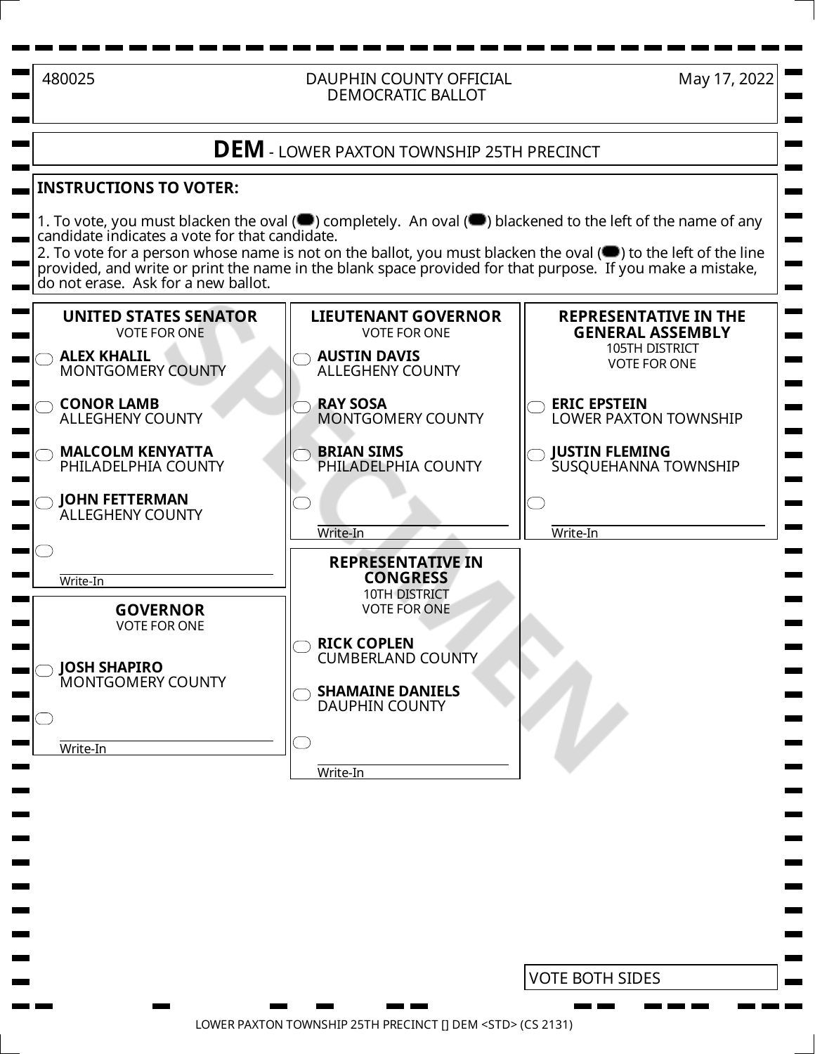480025

DAUPHIN COUNTY OFFICIAL
DEMOCRATIC BALLOT

May 17, 2022

# DEM - LOWER PAXTON TOWNSHIP 25TH PRECINCT

**INSTRUCTIONS TO VOTER:**

1. To vote, you must blacken the oval (⬬) completely. An oval (⬬) blackened to the left of the name of any candidate indicates a vote for that candidate.
2. To vote for a person whose name is not on the ballot, you must blacken the oval (⬬) to the left of the line provided, and write or print the name in the blank space provided for that purpose. If you make a mistake, do not erase. Ask for a new ballot.

## UNITED STATES SENATOR
VOTE FOR ONE

- ⬭ **ALEX KHALIL** MONTGOMERY COUNTY
- ⬭ **CONOR LAMB** ALLEGHENY COUNTY
- ⬭ **MALCOLM KENYATTA** PHILADELPHIA COUNTY
- ⬭ **JOHN FETTERMAN** ALLEGHENY COUNTY
- ⬭ ______ Write-In

## GOVERNOR
VOTE FOR ONE

- ⬭ **JOSH SHAPIRO** MONTGOMERY COUNTY
- ⬭ ______ Write-In

## LIEUTENANT GOVERNOR
VOTE FOR ONE

- ⬭ **AUSTIN DAVIS** ALLEGHENY COUNTY
- ⬭ **RAY SOSA** MONTGOMERY COUNTY
- ⬭ **BRIAN SIMS** PHILADELPHIA COUNTY
- ⬭ ______ Write-In

## REPRESENTATIVE IN CONGRESS
10TH DISTRICT
VOTE FOR ONE

- ⬭ **RICK COPLEN** CUMBERLAND COUNTY
- ⬭ **SHAMAINE DANIELS** DAUPHIN COUNTY
- ⬭ ______ Write-In

## REPRESENTATIVE IN THE GENERAL ASSEMBLY
105TH DISTRICT
VOTE FOR ONE

- ⬭ **ERIC EPSTEIN** LOWER PAXTON TOWNSHIP
- ⬭ **JUSTIN FLEMING** SUSQUEHANNA TOWNSHIP
- ⬭ ______ Write-In

VOTE BOTH SIDES

LOWER PAXTON TOWNSHIP 25TH PRECINCT [] DEM <STD> (CS 2131)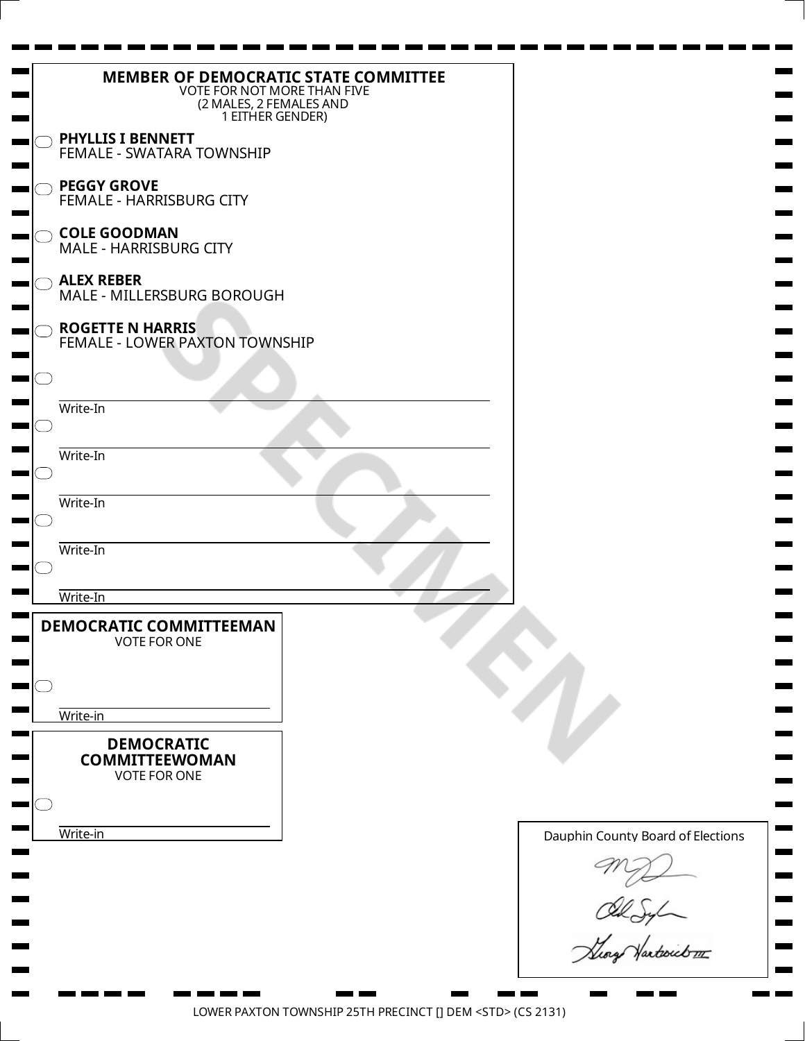## MEMBER OF DEMOCRATIC STATE COMMITTEE

VOTE FOR NOT MORE THAN FIVE
(2 MALES, 2 FEMALES AND
1 EITHER GENDER)

- **PHYLLIS I BENNETT**
  FEMALE - SWATARA TOWNSHIP
- **PEGGY GROVE**
  FEMALE - HARRISBURG CITY
- **COLE GOODMAN**
  MALE - HARRISBURG CITY
- **ALEX REBER**
  MALE - MILLERSBURG BOROUGH
- **ROGETTE N HARRIS**
  FEMALE - LOWER PAXTON TOWNSHIP
- Write-In
- Write-In
- Write-In
- Write-In
- Write-In

## DEMOCRATIC COMMITTEEMAN

VOTE FOR ONE

- Write-in

## DEMOCRATIC COMMITTEEWOMAN

VOTE FOR ONE

- Write-in

SPECIMEN

Dauphin County Board of Elections

LOWER PAXTON TOWNSHIP 25TH PRECINCT [] DEM <STD> (CS 2131)